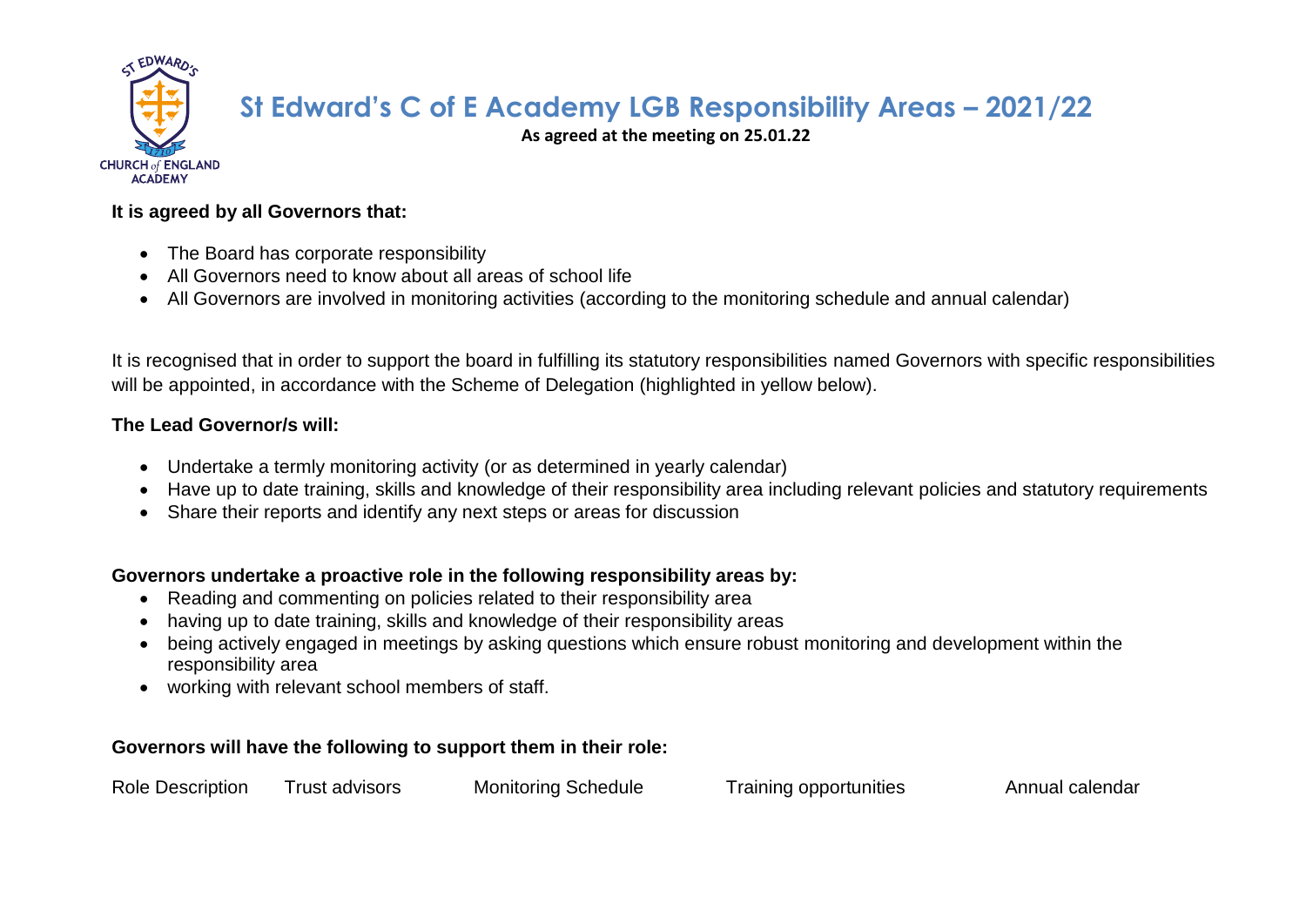# St Edward's C of E Academy LGB Responsibility Areas – 2021/22

**As agreed at the meeting on 25.01.22**

**It is agreed by all Governors that:**

- The Board has corporate responsibility
- All Governors need to know about all areas of school life
- All Governors are involved in monitoring activities (according to the monitoring schedule and annual calendar)

It is recognised that in order to support the board in fulfilling its statutory responsibilities named Governors with specific responsibilities will be appointed, in accordance with the Scheme of Delegation (highlighted in yellow below).

**The Lead Governor/s will:**

- Undertake a termly monitoring activity (or as determined in yearly calendar)
- Have up to date training, skills and knowledge of their responsibility area including relevant policies and statutory requirements
- Share their reports and identify any next steps or areas for discussion

**Governors undertake a proactive role in the following responsibility areas by:**

- Reading and commenting on policies related to their responsibility area
- having up to date training, skills and knowledge of their responsibility areas
- being actively engaged in meetings by asking questions which ensure robust monitoring and development within the responsibility area
- working with relevant school members of staff.

**Governors will have the following to support them in their role:**

Role Description    Trust advisors    Monitoring Schedule    Training opportunities    Annual calendar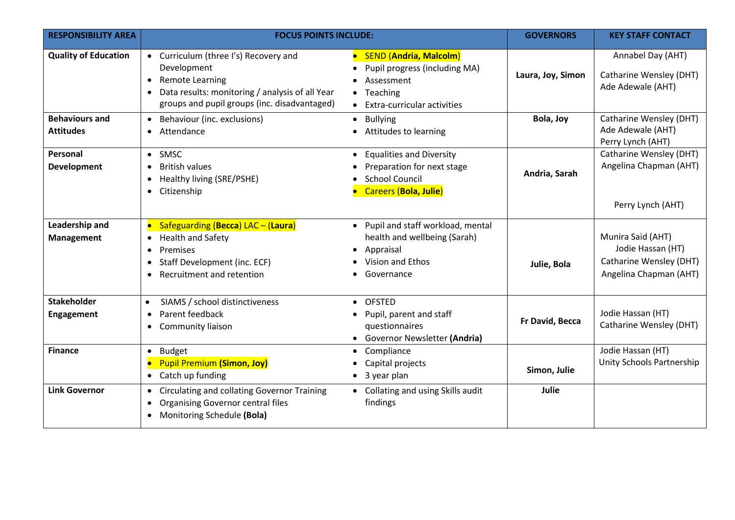| RESPONSIBILITY AREA | FOCUS POINTS INCLUDE: | | GOVERNORS | KEY STAFF CONTACT |
|---|---|---|---|---|
| **Quality of Education** | • Curriculum (three I's) Recovery and Development<br>• Remote Learning<br>• Data results: monitoring / analysis of all Year groups and pupil groups (inc. disadvantaged) | • SEND (**Andria, Malcolm**)<br>• Pupil progress (including MA)<br>• Assessment<br>• Teaching<br>• Extra-curricular activities | **Laura, Joy, Simon** | Annabel Day (AHT)<br>Catharine Wensley (DHT)<br>Ade Adewale (AHT) |
| **Behaviours and Attitudes** | • Behaviour (inc. exclusions)<br>• Attendance | • Bullying<br>• Attitudes to learning | **Bola, Joy** | Catharine Wensley (DHT)<br>Ade Adewale (AHT)<br>Perry Lynch (AHT) |
| **Personal Development** | • SMSC<br>• British values<br>• Healthy living (SRE/PSHE)<br>• Citizenship | • Equalities and Diversity<br>• Preparation for next stage<br>• School Council<br>• Careers (**Bola, Julie**) | **Andria, Sarah** | Catharine Wensley (DHT)<br>Angelina Chapman (AHT)<br>Perry Lynch (AHT) |
| **Leadership and Management** | • Safeguarding (**Becca**) LAC – (**Laura**)<br>• Health and Safety<br>• Premises<br>• Staff Development (inc. ECF)<br>• Recruitment and retention | • Pupil and staff workload, mental health and wellbeing (Sarah)<br>• Appraisal<br>• Vision and Ethos<br>• Governance | **Julie, Bola** | Munira Said (AHT)<br>Jodie Hassan (HT)<br>Catharine Wensley (DHT)<br>Angelina Chapman (AHT) |
| **Stakeholder Engagement** | • SIAMS / school distinctiveness<br>• Parent feedback<br>• Community liaison | • OFSTED<br>• Pupil, parent and staff questionnaires<br>• Governor Newsletter **(Andria)** | **Fr David, Becca** | Jodie Hassan (HT)<br>Catharine Wensley (DHT) |
| **Finance** | • Budget<br>• Pupil Premium **(Simon, Joy)**<br>• Catch up funding | • Compliance<br>• Capital projects<br>• 3 year plan | **Simon, Julie** | Jodie Hassan (HT)<br>Unity Schools Partnership |
| **Link Governor** | • Circulating and collating Governor Training<br>• Organising Governor central files<br>• Monitoring Schedule **(Bola)** | • Collating and using Skills audit findings | **Julie** | |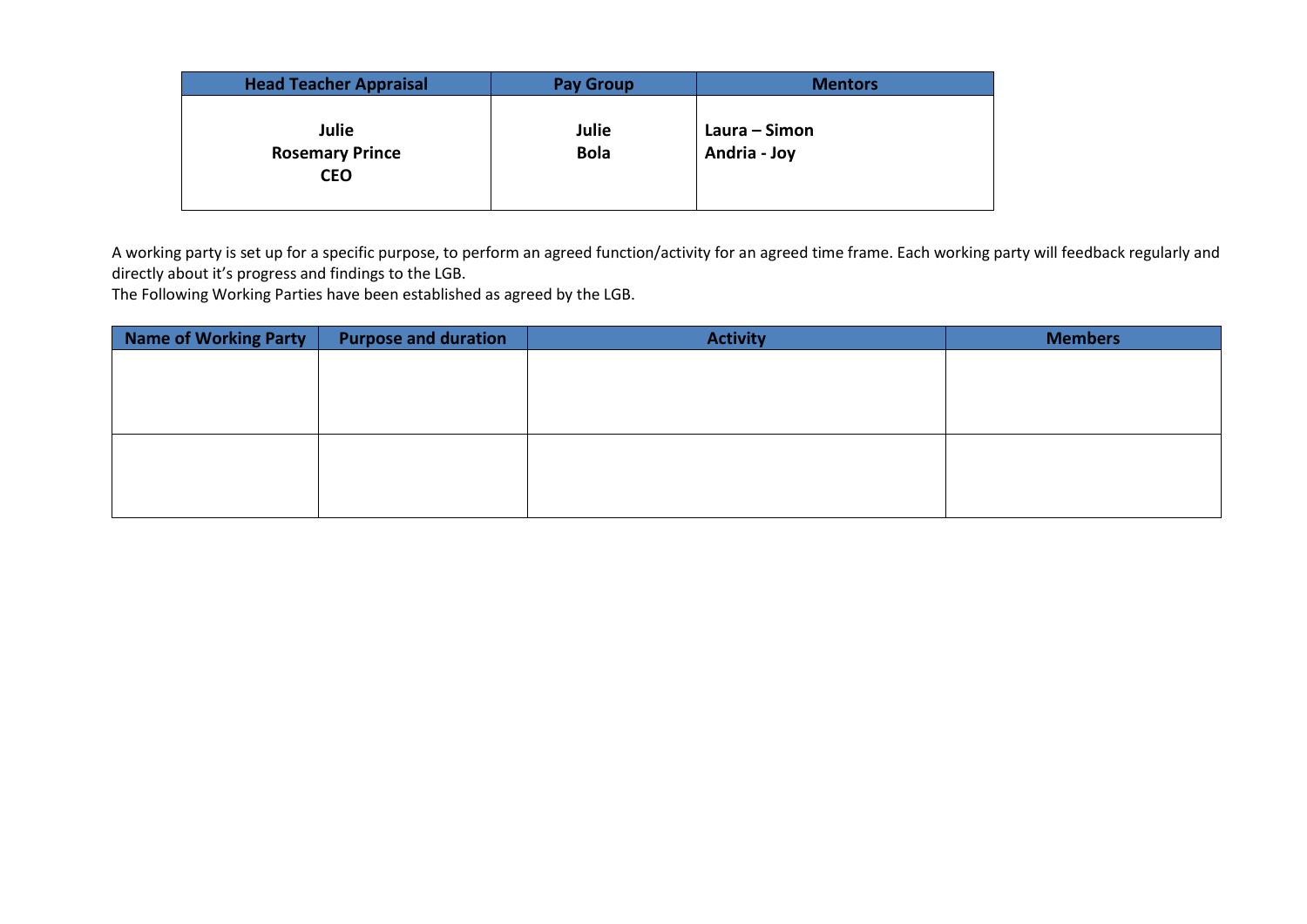| Head Teacher Appraisal | Pay Group | Mentors |
|---|---|---|
| **Julie**<br>**Rosemary Prince**<br>**CEO** | **Julie**<br>**Bola** | **Laura – Simon**<br>**Andria - Joy** |

A working party is set up for a specific purpose, to perform an agreed function/activity for an agreed time frame. Each working party will feedback regularly and directly about it's progress and findings to the LGB.
The Following Working Parties have been established as agreed by the LGB.

| Name of Working Party | Purpose and duration | Activity | Members |
|---|---|---|---|
| | | | |
| | | | |